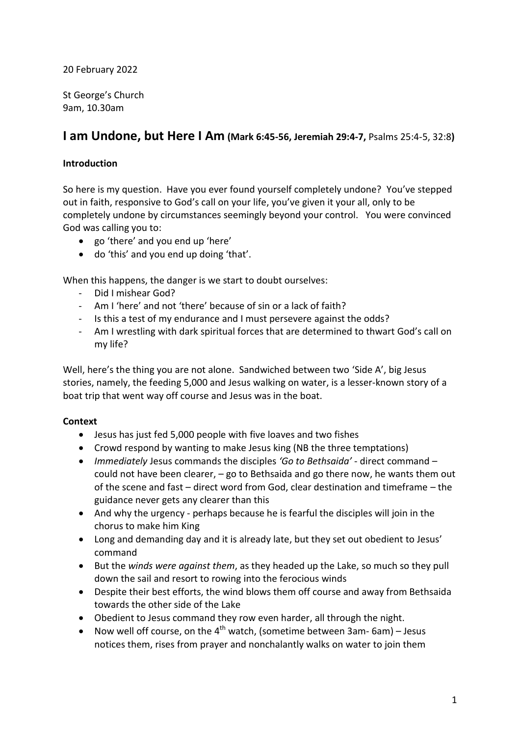20 February 2022

St George's Church
9am, 10.30am

# I am Undone, but Here I Am (Mark 6:45-56, Jeremiah 29:4-7, Psalms 25:4-5, 32:8)

**Introduction**

So here is my question. Have you ever found yourself completely undone? You've stepped out in faith, responsive to God's call on your life, you've given it your all, only to be completely undone by circumstances seemingly beyond your control. You were convinced God was calling you to:

- go 'there' and you end up 'here'
- do 'this' and you end up doing 'that'.

When this happens, the danger is we start to doubt ourselves:

- Did I mishear God?
- Am I 'here' and not 'there' because of sin or a lack of faith?
- Is this a test of my endurance and I must persevere against the odds?
- Am I wrestling with dark spiritual forces that are determined to thwart God's call on my life?

Well, here's the thing you are not alone. Sandwiched between two 'Side A', big Jesus stories, namely, the feeding 5,000 and Jesus walking on water, is a lesser-known story of a boat trip that went way off course and Jesus was in the boat.

**Context**

- Jesus has just fed 5,000 people with five loaves and two fishes
- Crowd respond by wanting to make Jesus king (NB the three temptations)
- *Immediately* Jesus commands the disciples *'Go to Bethsaida'* - direct command – could not have been clearer, – go to Bethsaida and go there now, he wants them out of the scene and fast – direct word from God, clear destination and timeframe – the guidance never gets any clearer than this
- And why the urgency - perhaps because he is fearful the disciples will join in the chorus to make him King
- Long and demanding day and it is already late, but they set out obedient to Jesus' command
- But the *winds were against them*, as they headed up the Lake, so much so they pull down the sail and resort to rowing into the ferocious winds
- Despite their best efforts, the wind blows them off course and away from Bethsaida towards the other side of the Lake
- Obedient to Jesus command they row even harder, all through the night.
- Now well off course, on the 4th watch, (sometime between 3am- 6am) – Jesus notices them, rises from prayer and nonchalantly walks on water to join them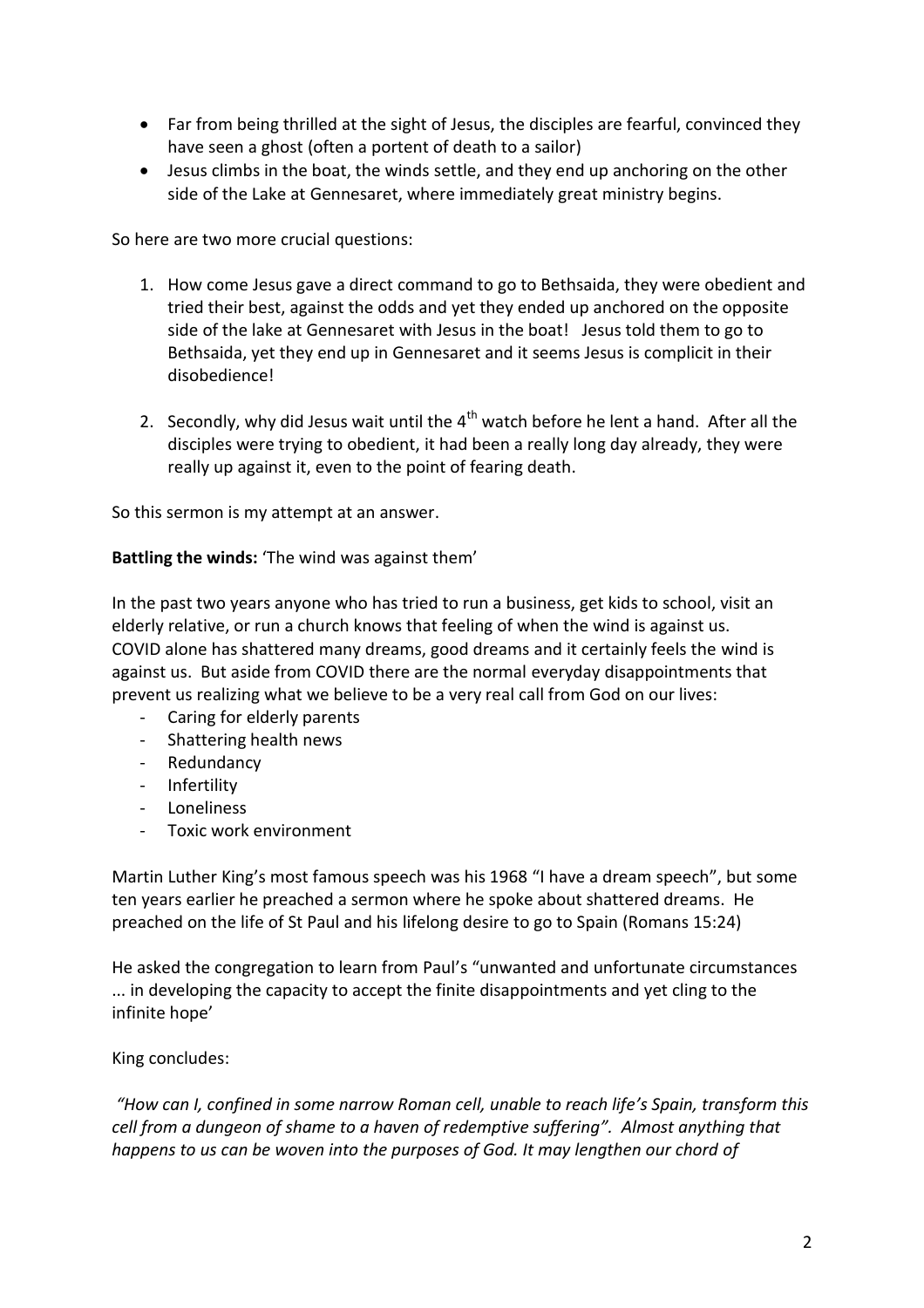- Far from being thrilled at the sight of Jesus, the disciples are fearful, convinced they have seen a ghost (often a portent of death to a sailor)
- Jesus climbs in the boat, the winds settle, and they end up anchoring on the other side of the Lake at Gennesaret, where immediately great ministry begins.

So here are two more crucial questions:

1. How come Jesus gave a direct command to go to Bethsaida, they were obedient and tried their best, against the odds and yet they ended up anchored on the opposite side of the lake at Gennesaret with Jesus in the boat! Jesus told them to go to Bethsaida, yet they end up in Gennesaret and it seems Jesus is complicit in their disobedience!

2. Secondly, why did Jesus wait until the 4th watch before he lent a hand. After all the disciples were trying to obedient, it had been a really long day already, they were really up against it, even to the point of fearing death.

So this sermon is my attempt at an answer.

**Battling the winds:** 'The wind was against them'

In the past two years anyone who has tried to run a business, get kids to school, visit an elderly relative, or run a church knows that feeling of when the wind is against us. COVID alone has shattered many dreams, good dreams and it certainly feels the wind is against us. But aside from COVID there are the normal everyday disappointments that prevent us realizing what we believe to be a very real call from God on our lives:

- Caring for elderly parents
- Shattering health news
- Redundancy
- Infertility
- Loneliness
- Toxic work environment

Martin Luther King's most famous speech was his 1968 "I have a dream speech", but some ten years earlier he preached a sermon where he spoke about shattered dreams. He preached on the life of St Paul and his lifelong desire to go to Spain (Romans 15:24)

He asked the congregation to learn from Paul's "unwanted and unfortunate circumstances ... in developing the capacity to accept the finite disappointments and yet cling to the infinite hope'

King concludes:

*"How can I, confined in some narrow Roman cell, unable to reach life's Spain, transform this cell from a dungeon of shame to a haven of redemptive suffering". Almost anything that happens to us can be woven into the purposes of God. It may lengthen our chord of*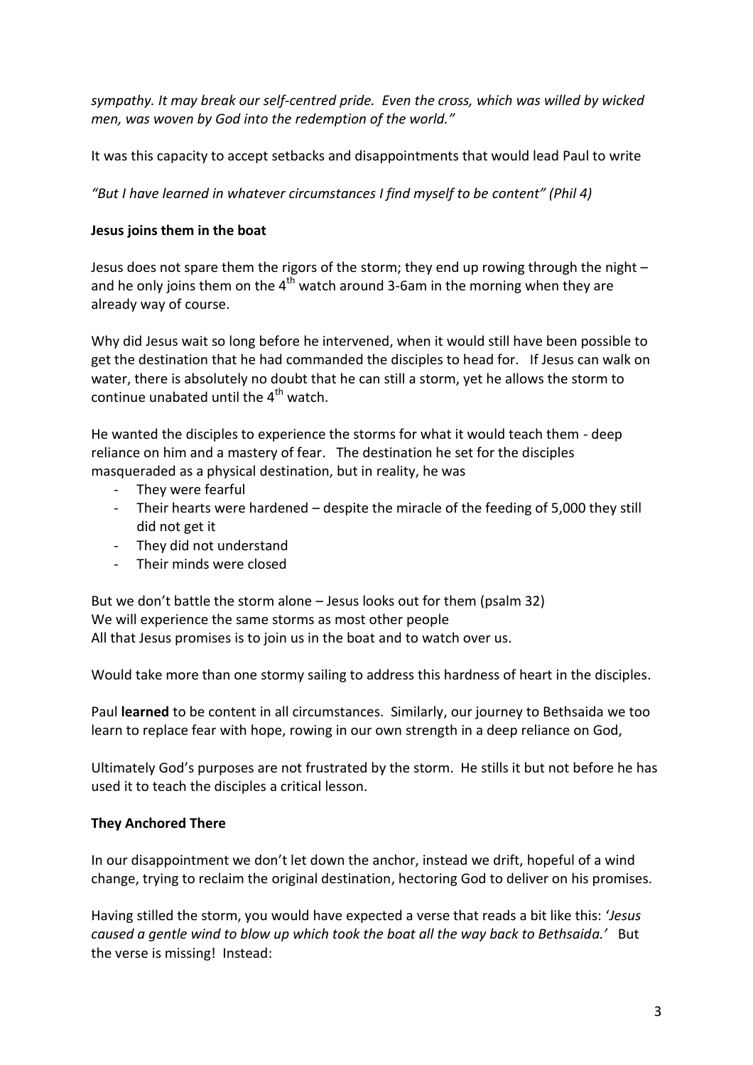*sympathy. It may break our self-centred pride. Even the cross, which was willed by wicked men, was woven by God into the redemption of the world."*

It was this capacity to accept setbacks and disappointments that would lead Paul to write

*"But I have learned in whatever circumstances I find myself to be content" (Phil 4)*

**Jesus joins them in the boat**

Jesus does not spare them the rigors of the storm; they end up rowing through the night – and he only joins them on the 4th watch around 3-6am in the morning when they are already way of course.

Why did Jesus wait so long before he intervened, when it would still have been possible to get the destination that he had commanded the disciples to head for. If Jesus can walk on water, there is absolutely no doubt that he can still a storm, yet he allows the storm to continue unabated until the 4th watch.

He wanted the disciples to experience the storms for what it would teach them - deep reliance on him and a mastery of fear. The destination he set for the disciples masqueraded as a physical destination, but in reality, he was

- They were fearful
- Their hearts were hardened – despite the miracle of the feeding of 5,000 they still did not get it
- They did not understand
- Their minds were closed

But we don't battle the storm alone – Jesus looks out for them (psalm 32)
We will experience the same storms as most other people
All that Jesus promises is to join us in the boat and to watch over us.

Would take more than one stormy sailing to address this hardness of heart in the disciples.

Paul **learned** to be content in all circumstances. Similarly, our journey to Bethsaida we too learn to replace fear with hope, rowing in our own strength in a deep reliance on God,

Ultimately God's purposes are not frustrated by the storm. He stills it but not before he has used it to teach the disciples a critical lesson.

**They Anchored There**

In our disappointment we don't let down the anchor, instead we drift, hopeful of a wind change, trying to reclaim the original destination, hectoring God to deliver on his promises.

Having stilled the storm, you would have expected a verse that reads a bit like this: '*Jesus caused a gentle wind to blow up which took the boat all the way back to Bethsaida.'* But the verse is missing! Instead: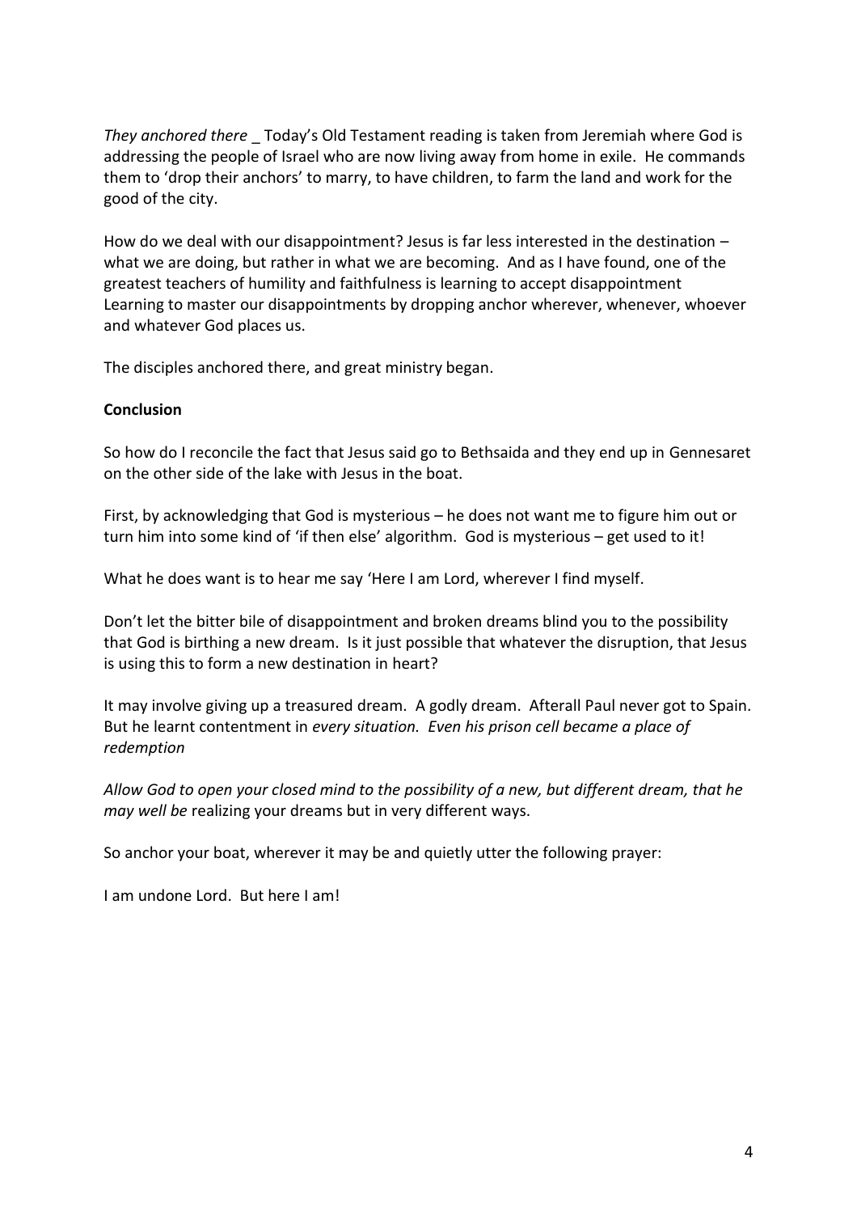*They anchored there* _ Today's Old Testament reading is taken from Jeremiah where God is addressing the people of Israel who are now living away from home in exile. He commands them to 'drop their anchors' to marry, to have children, to farm the land and work for the good of the city.

How do we deal with our disappointment? Jesus is far less interested in the destination – what we are doing, but rather in what we are becoming. And as I have found, one of the greatest teachers of humility and faithfulness is learning to accept disappointment Learning to master our disappointments by dropping anchor wherever, whenever, whoever and whatever God places us.

The disciples anchored there, and great ministry began.

**Conclusion**

So how do I reconcile the fact that Jesus said go to Bethsaida and they end up in Gennesaret on the other side of the lake with Jesus in the boat.

First, by acknowledging that God is mysterious – he does not want me to figure him out or turn him into some kind of 'if then else' algorithm. God is mysterious – get used to it!

What he does want is to hear me say 'Here I am Lord, wherever I find myself.

Don't let the bitter bile of disappointment and broken dreams blind you to the possibility that God is birthing a new dream. Is it just possible that whatever the disruption, that Jesus is using this to form a new destination in heart?

It may involve giving up a treasured dream. A godly dream. Afterall Paul never got to Spain. But he learnt contentment in *every situation. Even his prison cell became a place of redemption*

*Allow God to open your closed mind to the possibility of a new, but different dream, that he may well be* realizing your dreams but in very different ways.

So anchor your boat, wherever it may be and quietly utter the following prayer:

I am undone Lord. But here I am!